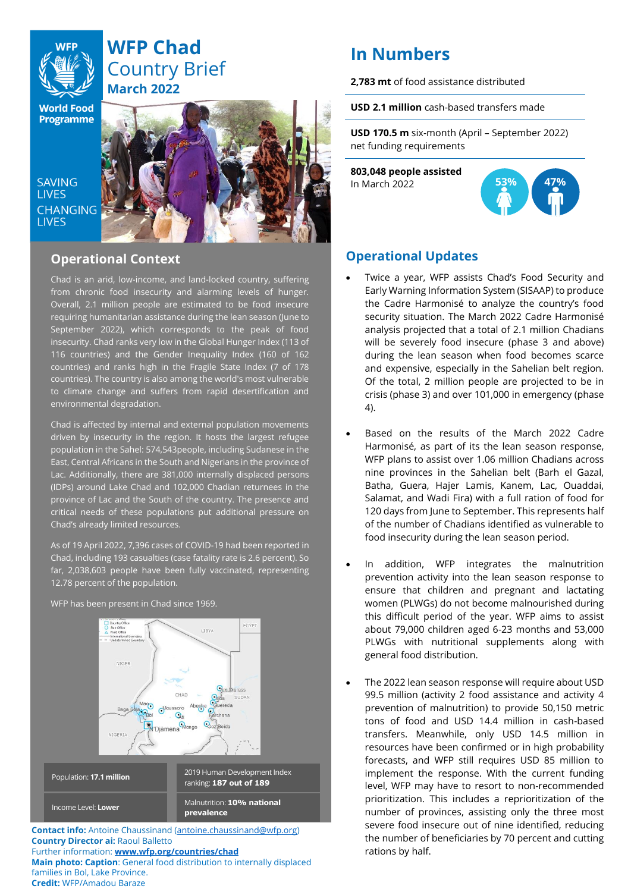# WFP Chad Country Brief
## March 2022

SAVING LIVES CHANGING LIVES

## Operational Context

Chad is an arid, low-income, and land-locked country, suffering from chronic food insecurity and alarming levels of hunger. Overall, 2.1 million people are estimated to be food insecure requiring humanitarian assistance during the lean season (June to September 2022), which corresponds to the peak of food insecurity. Chad ranks very low in the Global Hunger Index (113 of 116 countries) and the Gender Inequality Index (160 of 162 countries) and ranks high in the Fragile State Index (7 of 178 countries). The country is also among the world's most vulnerable to climate change and suffers from rapid desertification and environmental degradation.

Chad is affected by internal and external population movements driven by insecurity in the region. It hosts the largest refugee population in the Sahel: 574,543people, including Sudanese in the East, Central Africans in the South and Nigerians in the province of Lac. Additionally, there are 381,000 internally displaced persons (IDPs) around Lake Chad and 102,000 Chadian returnees in the province of Lac and the South of the country. The presence and critical needs of these populations put additional pressure on Chad's already limited resources.

As of 19 April 2022, 7,396 cases of COVID-19 had been reported in Chad, including 193 casualties (case fatality rate is 2.6 percent). So far, 2,038,603 people have been fully vaccinated, representing 12.78 percent of the population.

WFP has been present in Chad since 1969.

| | |
|---|---|
| Population: **17.1 million** | 2019 Human Development Index ranking: **187 out of 189** |
| Income Level: **Lower** | Malnutrition: **10% national prevalence** |

**Contact info:** Antoine Chaussinand (antoine.chaussinand@wfp.org)
**Country Director ai:** Raoul Balletto
Further information: **www.wfp.org/countries/chad**
**Main photo: Caption**: General food distribution to internally displaced families in Bol, Lake Province.
**Credit:** WFP/Amadou Baraze

## In Numbers

**2,783 mt** of food assistance distributed

**USD 2.1 million** cash-based transfers made

**USD 170.5 m** six-month (April – September 2022) net funding requirements

**803,048 people assisted** In March 2022

53% 47%

## Operational Updates

- Twice a year, WFP assists Chad's Food Security and Early Warning Information System (SISAAP) to produce the Cadre Harmonisé to analyze the country's food security situation. The March 2022 Cadre Harmonisé analysis projected that a total of 2.1 million Chadians will be severely food insecure (phase 3 and above) during the lean season when food becomes scarce and expensive, especially in the Sahelian belt region. Of the total, 2 million people are projected to be in crisis (phase 3) and over 101,000 in emergency (phase 4).

- Based on the results of the March 2022 Cadre Harmonisé, as part of its the lean season response, WFP plans to assist over 1.06 million Chadians across nine provinces in the Sahelian belt (Barh el Gazal, Batha, Guera, Hajer Lamis, Kanem, Lac, Ouaddai, Salamat, and Wadi Fira) with a full ration of food for 120 days from June to September. This represents half of the number of Chadians identified as vulnerable to food insecurity during the lean season period.

- In addition, WFP integrates the malnutrition prevention activity into the lean season response to ensure that children and pregnant and lactating women (PLWGs) do not become malnourished during this difficult period of the year. WFP aims to assist about 79,000 children aged 6-23 months and 53,000 PLWGs with nutritional supplements along with general food distribution.

- The 2022 lean season response will require about USD 99.5 million (activity 2 food assistance and activity 4 prevention of malnutrition) to provide 50,150 metric tons of food and USD 14.4 million in cash-based transfers. Meanwhile, only USD 14.5 million in resources have been confirmed or in high probability forecasts, and WFP still requires USD 85 million to implement the response. With the current funding level, WFP may have to resort to non-recommended prioritization. This includes a reprioritization of the number of provinces, assisting only the three most severe food insecure out of nine identified, reducing the number of beneficiaries by 70 percent and cutting rations by half.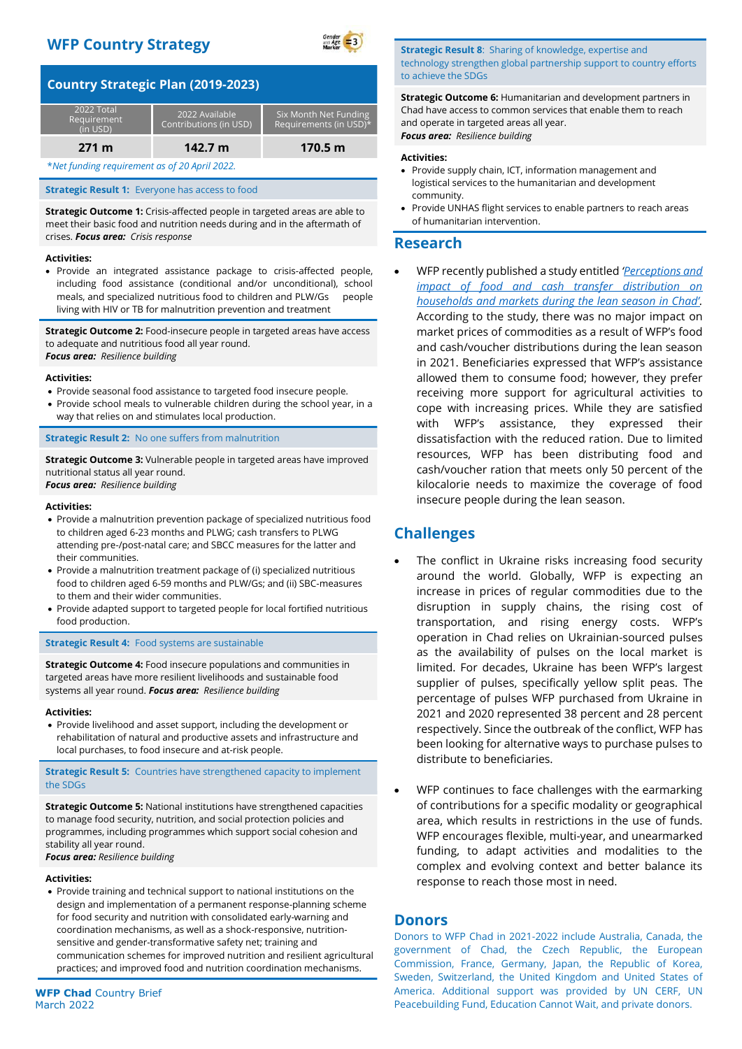## WFP Country Strategy

### Country Strategic Plan (2019-2023)

| 2022 Total Requirement (in USD) | 2022 Available Contributions (in USD) | Six Month Net Funding Requirements (in USD)* |
|---|---|---|
| 271 m | 142.7 m | 170.5 m |

*\*Net funding requirement as of 20 April 2022.*

**Strategic Result 1:** Everyone has access to food

**Strategic Outcome 1:** Crisis-affected people in targeted areas are able to meet their basic food and nutrition needs during and in the aftermath of crises. ***Focus area:*** *Crisis response*

**Activities:**

- Provide an integrated assistance package to crisis-affected people, including food assistance (conditional and/or unconditional), school meals, and specialized nutritious food to children and PLW/Gs people living with HIV or TB for malnutrition prevention and treatment

**Strategic Outcome 2:** Food-insecure people in targeted areas have access to adequate and nutritious food all year round.
***Focus area:*** *Resilience building*

**Activities:**

- Provide seasonal food assistance to targeted food insecure people.
- Provide school meals to vulnerable children during the school year, in a way that relies on and stimulates local production.

**Strategic Result 2:** No one suffers from malnutrition

**Strategic Outcome 3:** Vulnerable people in targeted areas have improved nutritional status all year round.
***Focus area:*** *Resilience building*

**Activities:**

- Provide a malnutrition prevention package of specialized nutritious food to children aged 6-23 months and PLWG; cash transfers to PLWG attending pre-/post-natal care; and SBCC measures for the latter and their communities.
- Provide a malnutrition treatment package of (i) specialized nutritious food to children aged 6-59 months and PLW/Gs; and (ii) SBC-measures to them and their wider communities.
- Provide adapted support to targeted people for local fortified nutritious food production.

**Strategic Result 4:** Food systems are sustainable

**Strategic Outcome 4:** Food insecure populations and communities in targeted areas have more resilient livelihoods and sustainable food systems all year round. ***Focus area:*** *Resilience building*

**Activities:**

- Provide livelihood and asset support, including the development or rehabilitation of natural and productive assets and infrastructure and local purchases, to food insecure and at-risk people.

**Strategic Result 5:** Countries have strengthened capacity to implement the SDGs

**Strategic Outcome 5:** National institutions have strengthened capacities to manage food security, nutrition, and social protection policies and programmes, including programmes which support social cohesion and stability all year round.
***Focus area:*** *Resilience building*

**Activities:**

- Provide training and technical support to national institutions on the design and implementation of a permanent response-planning scheme for food security and nutrition with consolidated early-warning and coordination mechanisms, as well as a shock-responsive, nutrition-sensitive and gender-transformative safety net; training and communication schemes for improved nutrition and resilient agricultural practices; and improved food and nutrition coordination mechanisms.

**Strategic Result 8:** Sharing of knowledge, expertise and technology strengthen global partnership support to country efforts to achieve the SDGs

**Strategic Outcome 6:** Humanitarian and development partners in Chad have access to common services that enable them to reach and operate in targeted areas all year.
***Focus area:*** *Resilience building*

**Activities:**

- Provide supply chain, ICT, information management and logistical services to the humanitarian and development community.
- Provide UNHAS flight services to enable partners to reach areas of humanitarian intervention.

## Research

- WFP recently published a study entitled *'Perceptions and impact of food and cash transfer distribution on households and markets during the lean season in Chad'*. According to the study, there was no major impact on market prices of commodities as a result of WFP's food and cash/voucher distributions during the lean season in 2021. Beneficiaries expressed that WFP's assistance allowed them to consume food; however, they prefer receiving more support for agricultural activities to cope with increasing prices. While they are satisfied with WFP's assistance, they expressed their dissatisfaction with the reduced ration. Due to limited resources, WFP has been distributing food and cash/voucher ration that meets only 50 percent of the kilocalorie needs to maximize the coverage of food insecure people during the lean season.

## Challenges

- The conflict in Ukraine risks increasing food security around the world. Globally, WFP is expecting an increase in prices of regular commodities due to the disruption in supply chains, the rising cost of transportation, and rising energy costs. WFP's operation in Chad relies on Ukrainian-sourced pulses as the availability of pulses on the local market is limited. For decades, Ukraine has been WFP's largest supplier of pulses, specifically yellow split peas. The percentage of pulses WFP purchased from Ukraine in 2021 and 2020 represented 38 percent and 28 percent respectively. Since the outbreak of the conflict, WFP has been looking for alternative ways to purchase pulses to distribute to beneficiaries.

- WFP continues to face challenges with the earmarking of contributions for a specific modality or geographical area, which results in restrictions in the use of funds. WFP encourages flexible, multi-year, and unearmarked funding, to adapt activities and modalities to the complex and evolving context and better balance its response to reach those most in need.

## Donors

Donors to WFP Chad in 2021-2022 include Australia, Canada, the government of Chad, the Czech Republic, the European Commission, France, Germany, Japan, the Republic of Korea, Sweden, Switzerland, the United Kingdom and United States of America. Additional support was provided by UN CERF, UN Peacebuilding Fund, Education Cannot Wait, and private donors.